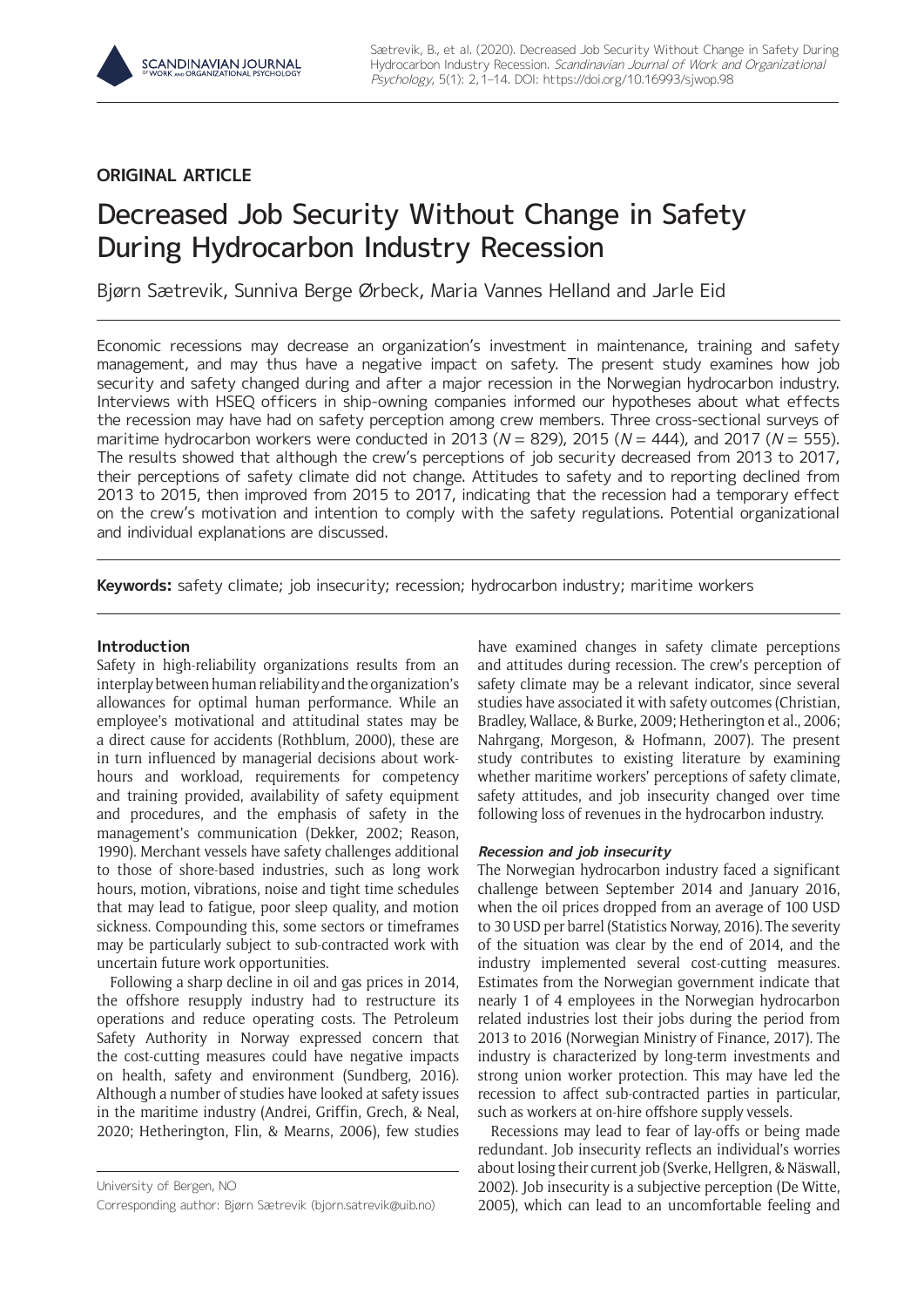ORIGINAL ARTICLE

# Decreased Job Security Without Change in Safety During Hydrocarbon Industry Recession

Bjørn Sætrevik, Sunniva Berge Ørbeck, Maria Vannes Helland and Jarle Eid

Economic recessions may decrease an organization's investment in maintenance, training and safety management, and may thus have a negative impact on safety. The present study examines how job security and safety changed during and after a major recession in the Norwegian hydrocarbon industry. Interviews with HSEQ officers in ship-owning companies informed our hypotheses about what effects the recession may have had on safety perception among crew members. Three cross-sectional surveys of maritime hydrocarbon workers were conducted in 2013 ($N = 829$), 2015 ($N = 444$), and 2017 ($N = 555$). The results showed that although the crew's perceptions of job security decreased from 2013 to 2017, their perceptions of safety climate did not change. Attitudes to safety and to reporting declined from 2013 to 2015, then improved from 2015 to 2017, indicating that the recession had a temporary effect on the crew's motivation and intention to comply with the safety regulations. Potential organizational and individual explanations are discussed.

**Keywords:** safety climate; job insecurity; recession; hydrocarbon industry; maritime workers

## Introduction

Safety in high-reliability organizations results from an interplay between human reliability and the organization's allowances for optimal human performance. While an employee's motivational and attitudinal states may be a direct cause for accidents (Rothblum, 2000), these are in turn influenced by managerial decisions about work-hours and workload, requirements for competency and training provided, availability of safety equipment and procedures, and the emphasis of safety in the management's communication (Dekker, 2002; Reason, 1990). Merchant vessels have safety challenges additional to those of shore-based industries, such as long work hours, motion, vibrations, noise and tight time schedules that may lead to fatigue, poor sleep quality, and motion sickness. Compounding this, some sectors or timeframes may be particularly subject to sub-contracted work with uncertain future work opportunities.

Following a sharp decline in oil and gas prices in 2014, the offshore resupply industry had to restructure its operations and reduce operating costs. The Petroleum Safety Authority in Norway expressed concern that the cost-cutting measures could have negative impacts on health, safety and environment (Sundberg, 2016). Although a number of studies have looked at safety issues in the maritime industry (Andrei, Griffin, Grech, & Neal, 2020; Hetherington, Flin, & Mearns, 2006), few studies have examined changes in safety climate perceptions and attitudes during recession. The crew's perception of safety climate may be a relevant indicator, since several studies have associated it with safety outcomes (Christian, Bradley, Wallace, & Burke, 2009; Hetherington et al., 2006; Nahrgang, Morgeson, & Hofmann, 2007). The present study contributes to existing literature by examining whether maritime workers' perceptions of safety climate, safety attitudes, and job insecurity changed over time following loss of revenues in the hydrocarbon industry.

### Recession and job insecurity

The Norwegian hydrocarbon industry faced a significant challenge between September 2014 and January 2016, when the oil prices dropped from an average of 100 USD to 30 USD per barrel (Statistics Norway, 2016). The severity of the situation was clear by the end of 2014, and the industry implemented several cost-cutting measures. Estimates from the Norwegian government indicate that nearly 1 of 4 employees in the Norwegian hydrocarbon related industries lost their jobs during the period from 2013 to 2016 (Norwegian Ministry of Finance, 2017). The industry is characterized by long-term investments and strong union worker protection. This may have led the recession to affect sub-contracted parties in particular, such as workers at on-hire offshore supply vessels.

Recessions may lead to fear of lay-offs or being made redundant. Job insecurity reflects an individual's worries about losing their current job (Sverke, Hellgren, & Näswall, 2002). Job insecurity is a subjective perception (De Witte, 2005), which can lead to an uncomfortable feeling and

University of Bergen, NO

Corresponding author: Bjørn Sætrevik (bjorn.satrevik@uib.no)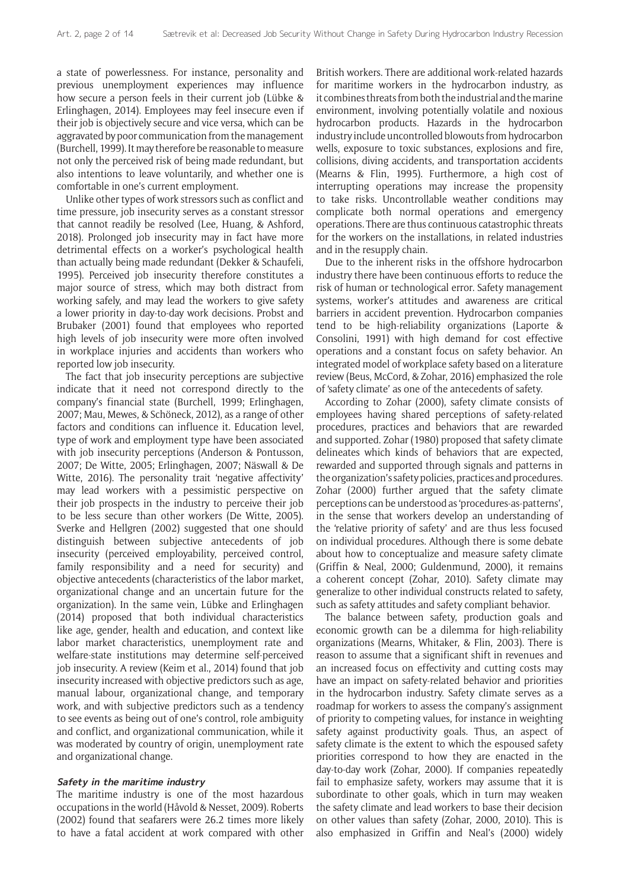a state of powerlessness. For instance, personality and previous unemployment experiences may influence how secure a person feels in their current job (Lübke & Erlinghagen, 2014). Employees may feel insecure even if their job is objectively secure and vice versa, which can be aggravated by poor communication from the management (Burchell, 1999). It may therefore be reasonable to measure not only the perceived risk of being made redundant, but also intentions to leave voluntarily, and whether one is comfortable in one's current employment.

Unlike other types of work stressors such as conflict and time pressure, job insecurity serves as a constant stressor that cannot readily be resolved (Lee, Huang, & Ashford, 2018). Prolonged job insecurity may in fact have more detrimental effects on a worker's psychological health than actually being made redundant (Dekker & Schaufeli, 1995). Perceived job insecurity therefore constitutes a major source of stress, which may both distract from working safely, and may lead the workers to give safety a lower priority in day-to-day work decisions. Probst and Brubaker (2001) found that employees who reported high levels of job insecurity were more often involved in workplace injuries and accidents than workers who reported low job insecurity.

The fact that job insecurity perceptions are subjective indicate that it need not correspond directly to the company's financial state (Burchell, 1999; Erlinghagen, 2007; Mau, Mewes, & Schöneck, 2012), as a range of other factors and conditions can influence it. Education level, type of work and employment type have been associated with job insecurity perceptions (Anderson & Pontusson, 2007; De Witte, 2005; Erlinghagen, 2007; Näswall & De Witte, 2016). The personality trait 'negative affectivity' may lead workers with a pessimistic perspective on their job prospects in the industry to perceive their job to be less secure than other workers (De Witte, 2005). Sverke and Hellgren (2002) suggested that one should distinguish between subjective antecedents of job insecurity (perceived employability, perceived control, family responsibility and a need for security) and objective antecedents (characteristics of the labor market, organizational change and an uncertain future for the organization). In the same vein, Lübke and Erlinghagen (2014) proposed that both individual characteristics like age, gender, health and education, and context like labor market characteristics, unemployment rate and welfare-state institutions may determine self-perceived job insecurity. A review (Keim et al., 2014) found that job insecurity increased with objective predictors such as age, manual labour, organizational change, and temporary work, and with subjective predictors such as a tendency to see events as being out of one's control, role ambiguity and conflict, and organizational communication, while it was moderated by country of origin, unemployment rate and organizational change.

### Safety in the maritime industry

The maritime industry is one of the most hazardous occupations in the world (Håvold & Nesset, 2009). Roberts (2002) found that seafarers were 26.2 times more likely to have a fatal accident at work compared with other British workers. There are additional work-related hazards for maritime workers in the hydrocarbon industry, as it combines threats from both the industrial and the marine environment, involving potentially volatile and noxious hydrocarbon products. Hazards in the hydrocarbon industry include uncontrolled blowouts from hydrocarbon wells, exposure to toxic substances, explosions and fire, collisions, diving accidents, and transportation accidents (Mearns & Flin, 1995). Furthermore, a high cost of interrupting operations may increase the propensity to take risks. Uncontrollable weather conditions may complicate both normal operations and emergency operations. There are thus continuous catastrophic threats for the workers on the installations, in related industries and in the resupply chain.

Due to the inherent risks in the offshore hydrocarbon industry there have been continuous efforts to reduce the risk of human or technological error. Safety management systems, worker's attitudes and awareness are critical barriers in accident prevention. Hydrocarbon companies tend to be high-reliability organizations (Laporte & Consolini, 1991) with high demand for cost effective operations and a constant focus on safety behavior. An integrated model of workplace safety based on a literature review (Beus, McCord, & Zohar, 2016) emphasized the role of 'safety climate' as one of the antecedents of safety.

According to Zohar (2000), safety climate consists of employees having shared perceptions of safety-related procedures, practices and behaviors that are rewarded and supported. Zohar (1980) proposed that safety climate delineates which kinds of behaviors that are expected, rewarded and supported through signals and patterns in the organization's safety policies, practices and procedures. Zohar (2000) further argued that the safety climate perceptions can be understood as 'procedures-as-patterns', in the sense that workers develop an understanding of the 'relative priority of safety' and are thus less focused on individual procedures. Although there is some debate about how to conceptualize and measure safety climate (Griffin & Neal, 2000; Guldenmund, 2000), it remains a coherent concept (Zohar, 2010). Safety climate may generalize to other individual constructs related to safety, such as safety attitudes and safety compliant behavior.

The balance between safety, production goals and economic growth can be a dilemma for high-reliability organizations (Mearns, Whitaker, & Flin, 2003). There is reason to assume that a significant shift in revenues and an increased focus on effectivity and cutting costs may have an impact on safety-related behavior and priorities in the hydrocarbon industry. Safety climate serves as a roadmap for workers to assess the company's assignment of priority to competing values, for instance in weighting safety against productivity goals. Thus, an aspect of safety climate is the extent to which the espoused safety priorities correspond to how they are enacted in the day-to-day work (Zohar, 2000). If companies repeatedly fail to emphasize safety, workers may assume that it is subordinate to other goals, which in turn may weaken the safety climate and lead workers to base their decision on other values than safety (Zohar, 2000, 2010). This is also emphasized in Griffin and Neal's (2000) widely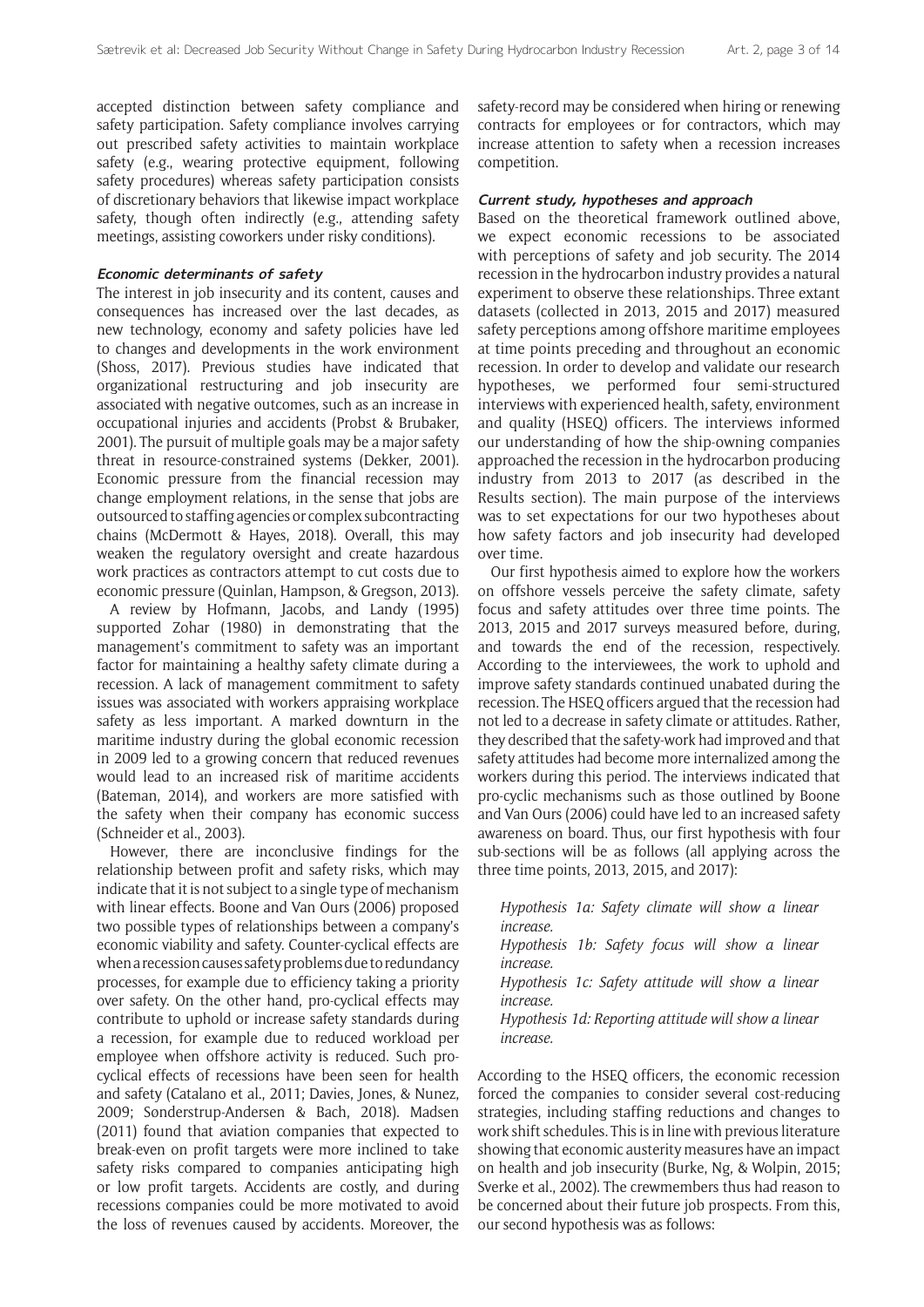accepted distinction between safety compliance and safety participation. Safety compliance involves carrying out prescribed safety activities to maintain workplace safety (e.g., wearing protective equipment, following safety procedures) whereas safety participation consists of discretionary behaviors that likewise impact workplace safety, though often indirectly (e.g., attending safety meetings, assisting coworkers under risky conditions).

### Economic determinants of safety

The interest in job insecurity and its content, causes and consequences has increased over the last decades, as new technology, economy and safety policies have led to changes and developments in the work environment (Shoss, 2017). Previous studies have indicated that organizational restructuring and job insecurity are associated with negative outcomes, such as an increase in occupational injuries and accidents (Probst & Brubaker, 2001). The pursuit of multiple goals may be a major safety threat in resource-constrained systems (Dekker, 2001). Economic pressure from the financial recession may change employment relations, in the sense that jobs are outsourced to staffing agencies or complex subcontracting chains (McDermott & Hayes, 2018). Overall, this may weaken the regulatory oversight and create hazardous work practices as contractors attempt to cut costs due to economic pressure (Quinlan, Hampson, & Gregson, 2013).

A review by Hofmann, Jacobs, and Landy (1995) supported Zohar (1980) in demonstrating that the management's commitment to safety was an important factor for maintaining a healthy safety climate during a recession. A lack of management commitment to safety issues was associated with workers appraising workplace safety as less important. A marked downturn in the maritime industry during the global economic recession in 2009 led to a growing concern that reduced revenues would lead to an increased risk of maritime accidents (Bateman, 2014), and workers are more satisfied with the safety when their company has economic success (Schneider et al., 2003).

However, there are inconclusive findings for the relationship between profit and safety risks, which may indicate that it is not subject to a single type of mechanism with linear effects. Boone and Van Ours (2006) proposed two possible types of relationships between a company's economic viability and safety. Counter-cyclical effects are when a recession causes safety problems due to redundancy processes, for example due to efficiency taking a priority over safety. On the other hand, pro-cyclical effects may contribute to uphold or increase safety standards during a recession, for example due to reduced workload per employee when offshore activity is reduced. Such pro-cyclical effects of recessions have been seen for health and safety (Catalano et al., 2011; Davies, Jones, & Nunez, 2009; Sønderstrup-Andersen & Bach, 2018). Madsen (2011) found that aviation companies that expected to break-even on profit targets were more inclined to take safety risks compared to companies anticipating high or low profit targets. Accidents are costly, and during recessions companies could be more motivated to avoid the loss of revenues caused by accidents. Moreover, the safety-record may be considered when hiring or renewing contracts for employees or for contractors, which may increase attention to safety when a recession increases competition.

### Current study, hypotheses and approach

Based on the theoretical framework outlined above, we expect economic recessions to be associated with perceptions of safety and job security. The 2014 recession in the hydrocarbon industry provides a natural experiment to observe these relationships. Three extant datasets (collected in 2013, 2015 and 2017) measured safety perceptions among offshore maritime employees at time points preceding and throughout an economic recession. In order to develop and validate our research hypotheses, we performed four semi-structured interviews with experienced health, safety, environment and quality (HSEQ) officers. The interviews informed our understanding of how the ship-owning companies approached the recession in the hydrocarbon producing industry from 2013 to 2017 (as described in the Results section). The main purpose of the interviews was to set expectations for our two hypotheses about how safety factors and job insecurity had developed over time.

Our first hypothesis aimed to explore how the workers on offshore vessels perceive the safety climate, safety focus and safety attitudes over three time points. The 2013, 2015 and 2017 surveys measured before, during, and towards the end of the recession, respectively. According to the interviewees, the work to uphold and improve safety standards continued unabated during the recession. The HSEQ officers argued that the recession had not led to a decrease in safety climate or attitudes. Rather, they described that the safety-work had improved and that safety attitudes had become more internalized among the workers during this period. The interviews indicated that pro-cyclic mechanisms such as those outlined by Boone and Van Ours (2006) could have led to an increased safety awareness on board. Thus, our first hypothesis with four sub-sections will be as follows (all applying across the three time points, 2013, 2015, and 2017):

*Hypothesis 1a: Safety climate will show a linear increase.*
*Hypothesis 1b: Safety focus will show a linear increase.*
*Hypothesis 1c: Safety attitude will show a linear increase.*
*Hypothesis 1d: Reporting attitude will show a linear increase.*

According to the HSEQ officers, the economic recession forced the companies to consider several cost-reducing strategies, including staffing reductions and changes to work shift schedules. This is in line with previous literature showing that economic austerity measures have an impact on health and job insecurity (Burke, Ng, & Wolpin, 2015; Sverke et al., 2002). The crewmembers thus had reason to be concerned about their future job prospects. From this, our second hypothesis was as follows: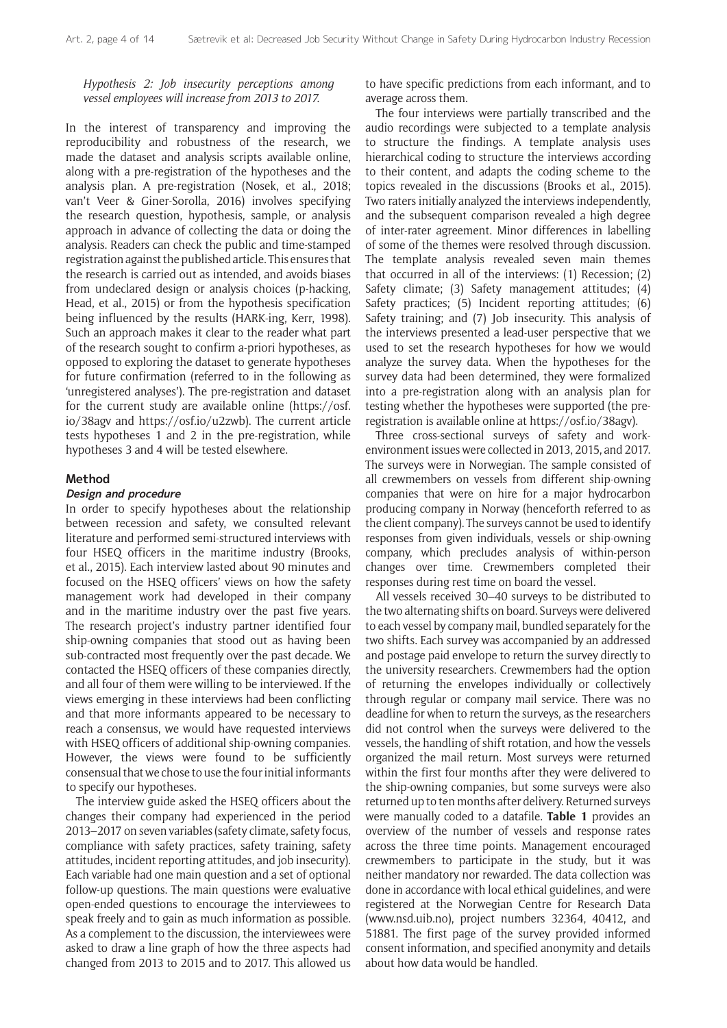*Hypothesis 2: Job insecurity perceptions among vessel employees will increase from 2013 to 2017.*

In the interest of transparency and improving the reproducibility and robustness of the research, we made the dataset and analysis scripts available online, along with a pre-registration of the hypotheses and the analysis plan. A pre-registration (Nosek, et al., 2018; van't Veer & Giner-Sorolla, 2016) involves specifying the research question, hypothesis, sample, or analysis approach in advance of collecting the data or doing the analysis. Readers can check the public and time-stamped registration against the published article. This ensures that the research is carried out as intended, and avoids biases from undeclared design or analysis choices (p-hacking, Head, et al., 2015) or from the hypothesis specification being influenced by the results (HARK-ing, Kerr, 1998). Such an approach makes it clear to the reader what part of the research sought to confirm a-priori hypotheses, as opposed to exploring the dataset to generate hypotheses for future confirmation (referred to in the following as 'unregistered analyses'). The pre-registration and dataset for the current study are available online (https://osf.io/38agv and https://osf.io/u2zwb). The current article tests hypotheses 1 and 2 in the pre-registration, while hypotheses 3 and 4 will be tested elsewhere.

## Method

### Design and procedure

In order to specify hypotheses about the relationship between recession and safety, we consulted relevant literature and performed semi-structured interviews with four HSEQ officers in the maritime industry (Brooks, et al., 2015). Each interview lasted about 90 minutes and focused on the HSEQ officers' views on how the safety management work had developed in their company and in the maritime industry over the past five years. The research project's industry partner identified four ship-owning companies that stood out as having been sub-contracted most frequently over the past decade. We contacted the HSEQ officers of these companies directly, and all four of them were willing to be interviewed. If the views emerging in these interviews had been conflicting and that more informants appeared to be necessary to reach a consensus, we would have requested interviews with HSEQ officers of additional ship-owning companies. However, the views were found to be sufficiently consensual that we chose to use the four initial informants to specify our hypotheses.

The interview guide asked the HSEQ officers about the changes their company had experienced in the period 2013–2017 on seven variables (safety climate, safety focus, compliance with safety practices, safety training, safety attitudes, incident reporting attitudes, and job insecurity). Each variable had one main question and a set of optional follow-up questions. The main questions were evaluative open-ended questions to encourage the interviewees to speak freely and to gain as much information as possible. As a complement to the discussion, the interviewees were asked to draw a line graph of how the three aspects had changed from 2013 to 2015 and to 2017. This allowed us to have specific predictions from each informant, and to average across them.

The four interviews were partially transcribed and the audio recordings were subjected to a template analysis to structure the findings. A template analysis uses hierarchical coding to structure the interviews according to their content, and adapts the coding scheme to the topics revealed in the discussions (Brooks et al., 2015). Two raters initially analyzed the interviews independently, and the subsequent comparison revealed a high degree of inter-rater agreement. Minor differences in labelling of some of the themes were resolved through discussion. The template analysis revealed seven main themes that occurred in all of the interviews: (1) Recession; (2) Safety climate; (3) Safety management attitudes; (4) Safety practices; (5) Incident reporting attitudes; (6) Safety training; and (7) Job insecurity. This analysis of the interviews presented a lead-user perspective that we used to set the research hypotheses for how we would analyze the survey data. When the hypotheses for the survey data had been determined, they were formalized into a pre-registration along with an analysis plan for testing whether the hypotheses were supported (the pre-registration is available online at https://osf.io/38agv).

Three cross-sectional surveys of safety and work-environment issues were collected in 2013, 2015, and 2017. The surveys were in Norwegian. The sample consisted of all crewmembers on vessels from different ship-owning companies that were on hire for a major hydrocarbon producing company in Norway (henceforth referred to as the client company). The surveys cannot be used to identify responses from given individuals, vessels or ship-owning company, which precludes analysis of within-person changes over time. Crewmembers completed their responses during rest time on board the vessel.

All vessels received 30–40 surveys to be distributed to the two alternating shifts on board. Surveys were delivered to each vessel by company mail, bundled separately for the two shifts. Each survey was accompanied by an addressed and postage paid envelope to return the survey directly to the university researchers. Crewmembers had the option of returning the envelopes individually or collectively through regular or company mail service. There was no deadline for when to return the surveys, as the researchers did not control when the surveys were delivered to the vessels, the handling of shift rotation, and how the vessels organized the mail return. Most surveys were returned within the first four months after they were delivered to the ship-owning companies, but some surveys were also returned up to ten months after delivery. Returned surveys were manually coded to a datafile. **Table 1** provides an overview of the number of vessels and response rates across the three time points. Management encouraged crewmembers to participate in the study, but it was neither mandatory nor rewarded. The data collection was done in accordance with local ethical guidelines, and were registered at the Norwegian Centre for Research Data (www.nsd.uib.no), project numbers 32364, 40412, and 51881. The first page of the survey provided informed consent information, and specified anonymity and details about how data would be handled.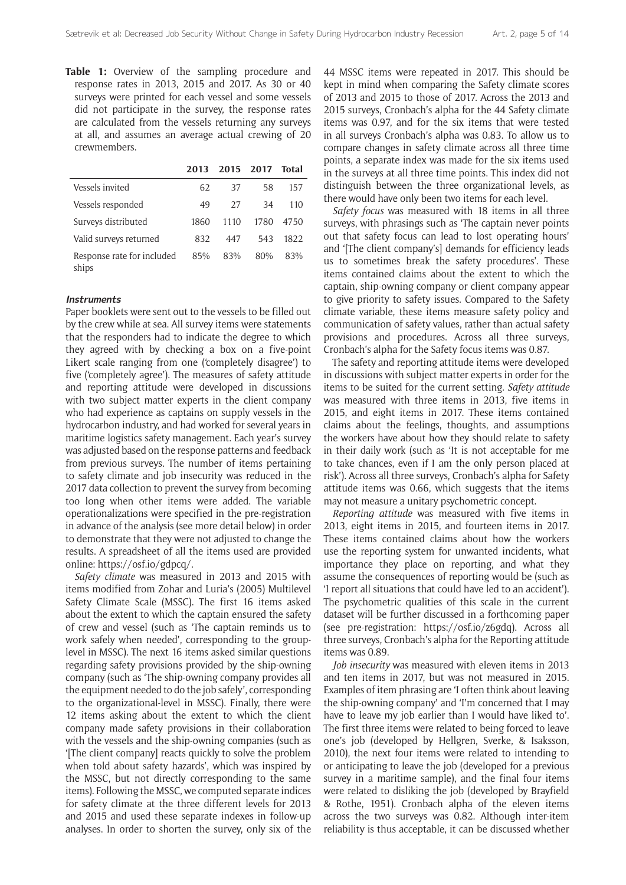**Table 1:** Overview of the sampling procedure and response rates in 2013, 2015 and 2017. As 30 or 40 surveys were printed for each vessel and some vessels did not participate in the survey, the response rates are calculated from the vessels returning any surveys at all, and assumes an average actual crewing of 20 crewmembers.

| | 2013 | 2015 | 2017 | Total |
|---|---|---|---|---|
| Vessels invited | 62 | 37 | 58 | 157 |
| Vessels responded | 49 | 27 | 34 | 110 |
| Surveys distributed | 1860 | 1110 | 1780 | 4750 |
| Valid surveys returned | 832 | 447 | 543 | 1822 |
| Response rate for included ships | 85% | 83% | 80% | 83% |

#### Instruments

Paper booklets were sent out to the vessels to be filled out by the crew while at sea. All survey items were statements that the responders had to indicate the degree to which they agreed with by checking a box on a five-point Likert scale ranging from one ('completely disagree') to five ('completely agree'). The measures of safety attitude and reporting attitude were developed in discussions with two subject matter experts in the client company who had experience as captains on supply vessels in the hydrocarbon industry, and had worked for several years in maritime logistics safety management. Each year's survey was adjusted based on the response patterns and feedback from previous surveys. The number of items pertaining to safety climate and job insecurity was reduced in the 2017 data collection to prevent the survey from becoming too long when other items were added. The variable operationalizations were specified in the pre-registration in advance of the analysis (see more detail below) in order to demonstrate that they were not adjusted to change the results. A spreadsheet of all the items used are provided online: https://osf.io/gdpcq/.

*Safety climate* was measured in 2013 and 2015 with items modified from Zohar and Luria's (2005) Multilevel Safety Climate Scale (MSSC). The first 16 items asked about the extent to which the captain ensured the safety of crew and vessel (such as 'The captain reminds us to work safely when needed', corresponding to the group-level in MSSC). The next 16 items asked similar questions regarding safety provisions provided by the ship-owning company (such as 'The ship-owning company provides all the equipment needed to do the job safely', corresponding to the organizational-level in MSSC). Finally, there were 12 items asking about the extent to which the client company made safety provisions in their collaboration with the vessels and the ship-owning companies (such as '[The client company] reacts quickly to solve the problem when told about safety hazards', which was inspired by the MSSC, but not directly corresponding to the same items). Following the MSSC, we computed separate indices for safety climate at the three different levels for 2013 and 2015 and used these separate indexes in follow-up analyses. In order to shorten the survey, only six of the 44 MSSC items were repeated in 2017. This should be kept in mind when comparing the Safety climate scores of 2013 and 2015 to those of 2017. Across the 2013 and 2015 surveys, Cronbach's alpha for the 44 Safety climate items was 0.97, and for the six items that were tested in all surveys Cronbach's alpha was 0.83. To allow us to compare changes in safety climate across all three time points, a separate index was made for the six items used in the surveys at all three time points. This index did not distinguish between the three organizational levels, as there would have only been two items for each level.

*Safety focus* was measured with 18 items in all three surveys, with phrasings such as 'The captain never points out that safety focus can lead to lost operating hours' and '[The client company's] demands for efficiency leads us to sometimes break the safety procedures'. These items contained claims about the extent to which the captain, ship-owning company or client company appear to give priority to safety issues. Compared to the Safety climate variable, these items measure safety policy and communication of safety values, rather than actual safety provisions and procedures. Across all three surveys, Cronbach's alpha for the Safety focus items was 0.87.

The safety and reporting attitude items were developed in discussions with subject matter experts in order for the items to be suited for the current setting. *Safety attitude* was measured with three items in 2013, five items in 2015, and eight items in 2017. These items contained claims about the feelings, thoughts, and assumptions the workers have about how they should relate to safety in their daily work (such as 'It is not acceptable for me to take chances, even if I am the only person placed at risk'). Across all three surveys, Cronbach's alpha for Safety attitude items was 0.66, which suggests that the items may not measure a unitary psychometric concept.

*Reporting attitude* was measured with five items in 2013, eight items in 2015, and fourteen items in 2017. These items contained claims about how the workers use the reporting system for unwanted incidents, what importance they place on reporting, and what they assume the consequences of reporting would be (such as 'I report all situations that could have led to an accident'). The psychometric qualities of this scale in the current dataset will be further discussed in a forthcoming paper (see pre-registration: https://osf.io/z6gdq). Across all three surveys, Cronbach's alpha for the Reporting attitude items was 0.89.

*Job insecurity* was measured with eleven items in 2013 and ten items in 2017, but was not measured in 2015. Examples of item phrasing are 'I often think about leaving the ship-owning company' and 'I'm concerned that I may have to leave my job earlier than I would have liked to'. The first three items were related to being forced to leave one's job (developed by Hellgren, Sverke, & Isaksson, 2010), the next four items were related to intending to or anticipating to leave the job (developed for a previous survey in a maritime sample), and the final four items were related to disliking the job (developed by Brayfield & Rothe, 1951). Cronbach alpha of the eleven items across the two surveys was 0.82. Although inter-item reliability is thus acceptable, it can be discussed whether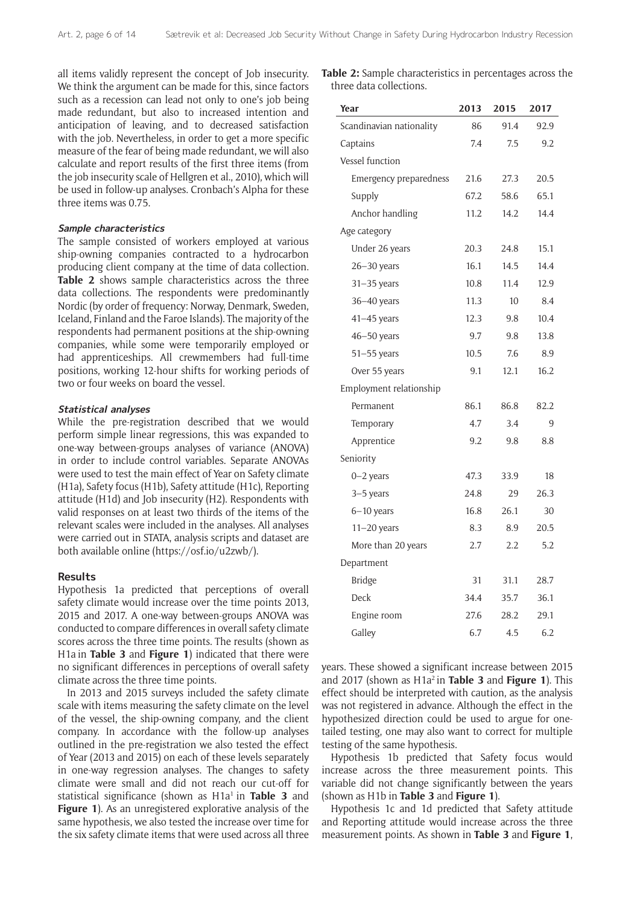all items validly represent the concept of Job insecurity. We think the argument can be made for this, since factors such as a recession can lead not only to one's job being made redundant, but also to increased intention and anticipation of leaving, and to decreased satisfaction with the job. Nevertheless, in order to get a more specific measure of the fear of being made redundant, we will also calculate and report results of the first three items (from the job insecurity scale of Hellgren et al., 2010), which will be used in follow-up analyses. Cronbach's Alpha for these three items was 0.75.

#### *Sample characteristics*

The sample consisted of workers employed at various ship-owning companies contracted to a hydrocarbon producing client company at the time of data collection. **Table 2** shows sample characteristics across the three data collections. The respondents were predominantly Nordic (by order of frequency: Norway, Denmark, Sweden, Iceland, Finland and the Faroe Islands). The majority of the respondents had permanent positions at the ship-owning companies, while some were temporarily employed or had apprenticeships. All crewmembers had full-time positions, working 12-hour shifts for working periods of two or four weeks on board the vessel.

**Table 2:** Sample characteristics in percentages across the three data collections.

| Year | 2013 | 2015 | 2017 |
|---|---|---|---|
| Scandinavian nationality | 86 | 91.4 | 92.9 |
| Captains | 7.4 | 7.5 | 9.2 |
| Vessel function | | | |
| Emergency preparedness | 21.6 | 27.3 | 20.5 |
| Supply | 67.2 | 58.6 | 65.1 |
| Anchor handling | 11.2 | 14.2 | 14.4 |
| Age category | | | |
| Under 26 years | 20.3 | 24.8 | 15.1 |
| 26–30 years | 16.1 | 14.5 | 14.4 |
| 31–35 years | 10.8 | 11.4 | 12.9 |
| 36–40 years | 11.3 | 10 | 8.4 |
| 41–45 years | 12.3 | 9.8 | 10.4 |
| 46–50 years | 9.7 | 9.8 | 13.8 |
| 51–55 years | 10.5 | 7.6 | 8.9 |
| Over 55 years | 9.1 | 12.1 | 16.2 |
| Employment relationship | | | |
| Permanent | 86.1 | 86.8 | 82.2 |
| Temporary | 4.7 | 3.4 | 9 |
| Apprentice | 9.2 | 9.8 | 8.8 |
| Seniority | | | |
| 0–2 years | 47.3 | 33.9 | 18 |
| 3–5 years | 24.8 | 29 | 26.3 |
| 6–10 years | 16.8 | 26.1 | 30 |
| 11–20 years | 8.3 | 8.9 | 20.5 |
| More than 20 years | 2.7 | 2.2 | 5.2 |
| Department | | | |
| Bridge | 31 | 31.1 | 28.7 |
| Deck | 34.4 | 35.7 | 36.1 |
| Engine room | 27.6 | 28.2 | 29.1 |
| Galley | 6.7 | 4.5 | 6.2 |

#### *Statistical analyses*

While the pre-registration described that we would perform simple linear regressions, this was expanded to one-way between-groups analyses of variance (ANOVA) in order to include control variables. Separate ANOVAs were used to test the main effect of Year on Safety climate (H1a), Safety focus (H1b), Safety attitude (H1c), Reporting attitude (H1d) and Job insecurity (H2). Respondents with valid responses on at least two thirds of the items of the relevant scales were included in the analyses. All analyses were carried out in STATA, analysis scripts and dataset are both available online (https://osf.io/u2zwb/).

### Results

Hypothesis 1a predicted that perceptions of overall safety climate would increase over the time points 2013, 2015 and 2017. A one-way between-groups ANOVA was conducted to compare differences in overall safety climate scores across the three time points. The results (shown as H1a in **Table 3** and **Figure 1**) indicated that there were no significant differences in perceptions of overall safety climate across the three time points.

In 2013 and 2015 surveys included the safety climate scale with items measuring the safety climate on the level of the vessel, the ship-owning company, and the client company. In accordance with the follow-up analyses outlined in the pre-registration we also tested the effect of Year (2013 and 2015) on each of these levels separately in one-way regression analyses. The changes to safety climate were small and did not reach our cut-off for statistical significance (shown as H1a[1] in **Table 3** and **Figure 1**). As an unregistered explorative analysis of the same hypothesis, we also tested the increase over time for the six safety climate items that were used across all three years. These showed a significant increase between 2015 and 2017 (shown as H1a[2] in **Table 3** and **Figure 1**). This effect should be interpreted with caution, as the analysis was not registered in advance. Although the effect in the hypothesized direction could be used to argue for one-tailed testing, one may also want to correct for multiple testing of the same hypothesis.

Hypothesis 1b predicted that Safety focus would increase across the three measurement points. This variable did not change significantly between the years (shown as H1b in **Table 3** and **Figure 1**).

Hypothesis 1c and 1d predicted that Safety attitude and Reporting attitude would increase across the three measurement points. As shown in **Table 3** and **Figure 1**,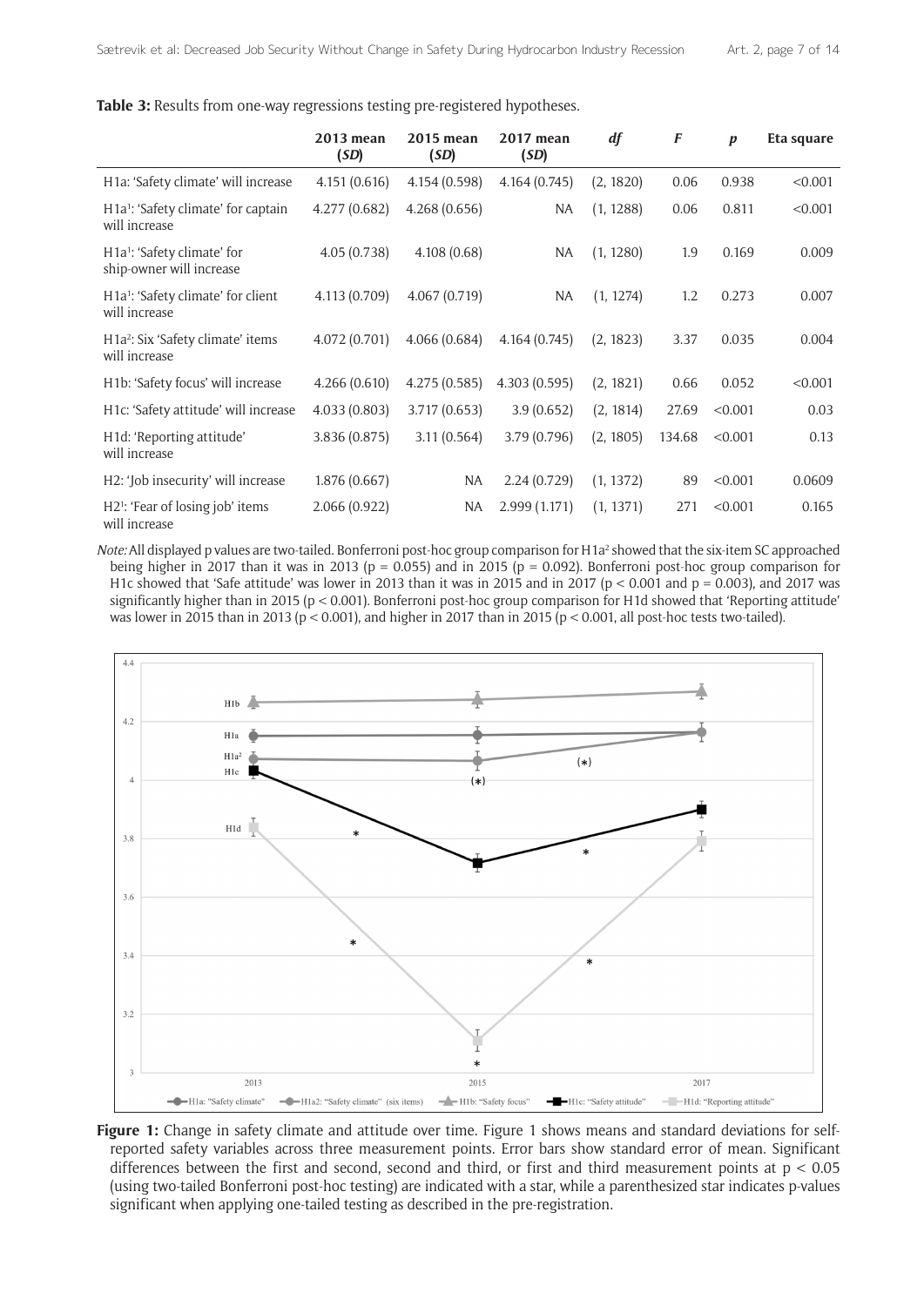**Table 3:** Results from one-way regressions testing pre-registered hypotheses.

| | 2013 mean (*SD*) | 2015 mean (*SD*) | 2017 mean (*SD*) | *df* | *F* | *p* | Eta square |
|---|---|---|---|---|---|---|---|
| H1a: 'Safety climate' will increase | 4.151 (0.616) | 4.154 (0.598) | 4.164 (0.745) | (2, 1820) | 0.06 | 0.938 | <0.001 |
| H1a[1]: 'Safety climate' for captain will increase | 4.277 (0.682) | 4.268 (0.656) | NA | (1, 1288) | 0.06 | 0.811 | <0.001 |
| H1a[1]: 'Safety climate' for ship-owner will increase | 4.05 (0.738) | 4.108 (0.68) | NA | (1, 1280) | 1.9 | 0.169 | 0.009 |
| H1a[1]: 'Safety climate' for client will increase | 4.113 (0.709) | 4.067 (0.719) | NA | (1, 1274) | 1.2 | 0.273 | 0.007 |
| H1a[2]: Six 'Safety climate' items will increase | 4.072 (0.701) | 4.066 (0.684) | 4.164 (0.745) | (2, 1823) | 3.37 | 0.035 | 0.004 |
| H1b: 'Safety focus' will increase | 4.266 (0.610) | 4.275 (0.585) | 4.303 (0.595) | (2, 1821) | 0.66 | 0.052 | <0.001 |
| H1c: 'Safety attitude' will increase | 4.033 (0.803) | 3.717 (0.653) | 3.9 (0.652) | (2, 1814) | 27.69 | <0.001 | 0.03 |
| H1d: 'Reporting attitude' will increase | 3.836 (0.875) | 3.11 (0.564) | 3.79 (0.796) | (2, 1805) | 134.68 | <0.001 | 0.13 |
| H2: 'Job insecurity' will increase | 1.876 (0.667) | NA | 2.24 (0.729) | (1, 1372) | 89 | <0.001 | 0.0609 |
| H2[1]: 'Fear of losing job' items will increase | 2.066 (0.922) | NA | 2.999 (1.171) | (1, 1371) | 271 | <0.001 | 0.165 |

*Note:* All displayed p values are two-tailed. Bonferroni post-hoc group comparison for H1a[2] showed that the six-item SC approached being higher in 2017 than it was in 2013 ($p = 0.055$) and in 2015 ($p = 0.092$). Bonferroni post-hoc group comparison for H1c showed that 'Safe attitude' was lower in 2013 than it was in 2015 and in 2017 ($p < 0.001$ and $p = 0.003$), and 2017 was significantly higher than in 2015 ($p < 0.001$). Bonferroni post-hoc group comparison for H1d showed that 'Reporting attitude' was lower in 2015 than in 2013 ($p < 0.001$), and higher in 2017 than in 2015 ($p < 0.001$, all post-hoc tests two-tailed).

**Figure 1:** Change in safety climate and attitude over time. Figure 1 shows means and standard deviations for self-reported safety variables across three measurement points. Error bars show standard error of mean. Significant differences between the first and second, second and third, or first and third measurement points at $p < 0.05$ (using two-tailed Bonferroni post-hoc testing) are indicated with a star, while a parenthesized star indicates p-values significant when applying one-tailed testing as described in the pre-registration.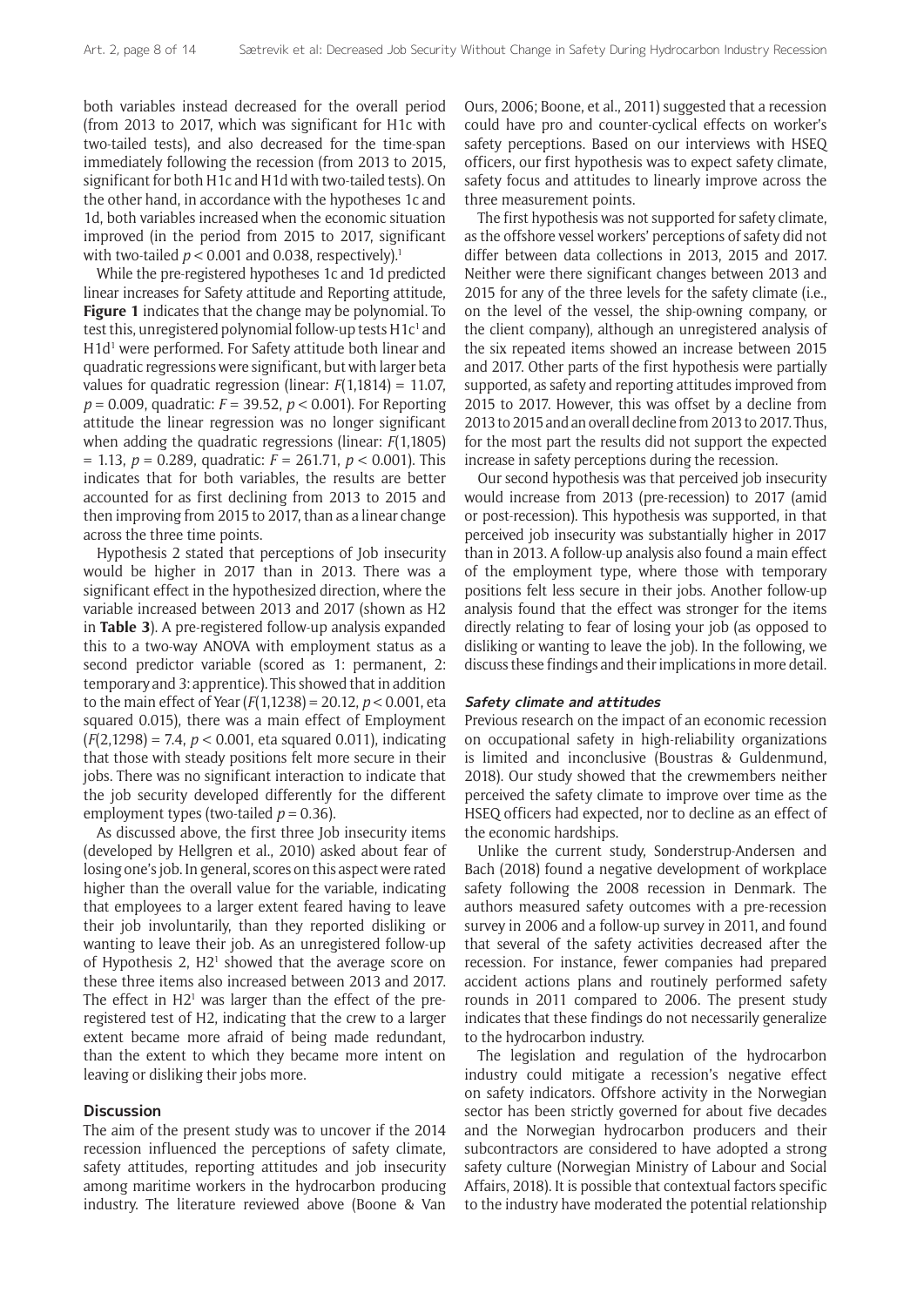both variables instead decreased for the overall period (from 2013 to 2017, which was significant for H1c with two-tailed tests), and also decreased for the time-span immediately following the recession (from 2013 to 2015, significant for both H1c and H1d with two-tailed tests). On the other hand, in accordance with the hypotheses 1c and 1d, both variables increased when the economic situation improved (in the period from 2015 to 2017, significant with two-tailed $p < 0.001$ and 0.038, respectively).[1]

While the pre-registered hypotheses 1c and 1d predicted linear increases for Safety attitude and Reporting attitude, **Figure 1** indicates that the change may be polynomial. To test this, unregistered polynomial follow-up tests H1c[1] and H1d[1] were performed. For Safety attitude both linear and quadratic regressions were significant, but with larger beta values for quadratic regression (linear: $F(1,1814) = 11.07$, $p = 0.009$, quadratic: $F = 39.52$, $p < 0.001$). For Reporting attitude the linear regression was no longer significant when adding the quadratic regressions (linear: $F(1,1805) = 1.13$, $p = 0.289$, quadratic: $F = 261.71$, $p < 0.001$). This indicates that for both variables, the results are better accounted for as first declining from 2013 to 2015 and then improving from 2015 to 2017, than as a linear change across the three time points.

Hypothesis 2 stated that perceptions of Job insecurity would be higher in 2017 than in 2013. There was a significant effect in the hypothesized direction, where the variable increased between 2013 and 2017 (shown as H2 in **Table 3**). A pre-registered follow-up analysis expanded this to a two-way ANOVA with employment status as a second predictor variable (scored as 1: permanent, 2: temporary and 3: apprentice). This showed that in addition to the main effect of Year ($F(1,1238) = 20.12$, $p < 0.001$, eta squared 0.015), there was a main effect of Employment ($F(2,1298) = 7.4$, $p < 0.001$, eta squared 0.011), indicating that those with steady positions felt more secure in their jobs. There was no significant interaction to indicate that the job security developed differently for the different employment types (two-tailed $p = 0.36$).

As discussed above, the first three Job insecurity items (developed by Hellgren et al., 2010) asked about fear of losing one's job. In general, scores on this aspect were rated higher than the overall value for the variable, indicating that employees to a larger extent feared having to leave their job involuntarily, than they reported disliking or wanting to leave their job. As an unregistered follow-up of Hypothesis 2, H2[1] showed that the average score on these three items also increased between 2013 and 2017. The effect in H2[1] was larger than the effect of the pre-registered test of H2, indicating that the crew to a larger extent became more afraid of being made redundant, than the extent to which they became more intent on leaving or disliking their jobs more.

## Discussion

The aim of the present study was to uncover if the 2014 recession influenced the perceptions of safety climate, safety attitudes, reporting attitudes and job insecurity among maritime workers in the hydrocarbon producing industry. The literature reviewed above (Boone & Van Ours, 2006; Boone, et al., 2011) suggested that a recession could have pro and counter-cyclical effects on worker's safety perceptions. Based on our interviews with HSEQ officers, our first hypothesis was to expect safety climate, safety focus and attitudes to linearly improve across the three measurement points.

The first hypothesis was not supported for safety climate, as the offshore vessel workers' perceptions of safety did not differ between data collections in 2013, 2015 and 2017. Neither were there significant changes between 2013 and 2015 for any of the three levels for the safety climate (i.e., on the level of the vessel, the ship-owning company, or the client company), although an unregistered analysis of the six repeated items showed an increase between 2015 and 2017. Other parts of the first hypothesis were partially supported, as safety and reporting attitudes improved from 2015 to 2017. However, this was offset by a decline from 2013 to 2015 and an overall decline from 2013 to 2017. Thus, for the most part the results did not support the expected increase in safety perceptions during the recession.

Our second hypothesis was that perceived job insecurity would increase from 2013 (pre-recession) to 2017 (amid or post-recession). This hypothesis was supported, in that perceived job insecurity was substantially higher in 2017 than in 2013. A follow-up analysis also found a main effect of the employment type, where those with temporary positions felt less secure in their jobs. Another follow-up analysis found that the effect was stronger for the items directly relating to fear of losing your job (as opposed to disliking or wanting to leave the job). In the following, we discuss these findings and their implications in more detail.

### *Safety climate and attitudes*

Previous research on the impact of an economic recession on occupational safety in high-reliability organizations is limited and inconclusive (Boustras & Guldenmund, 2018). Our study showed that the crewmembers neither perceived the safety climate to improve over time as the HSEQ officers had expected, nor to decline as an effect of the economic hardships.

Unlike the current study, Sønderstrup-Andersen and Bach (2018) found a negative development of workplace safety following the 2008 recession in Denmark. The authors measured safety outcomes with a pre-recession survey in 2006 and a follow-up survey in 2011, and found that several of the safety activities decreased after the recession. For instance, fewer companies had prepared accident actions plans and routinely performed safety rounds in 2011 compared to 2006. The present study indicates that these findings do not necessarily generalize to the hydrocarbon industry.

The legislation and regulation of the hydrocarbon industry could mitigate a recession's negative effect on safety indicators. Offshore activity in the Norwegian sector has been strictly governed for about five decades and the Norwegian hydrocarbon producers and their subcontractors are considered to have adopted a strong safety culture (Norwegian Ministry of Labour and Social Affairs, 2018). It is possible that contextual factors specific to the industry have moderated the potential relationship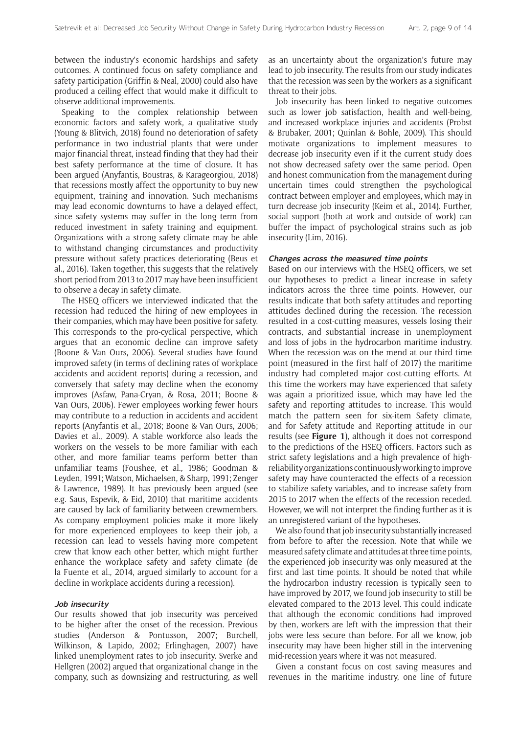between the industry's economic hardships and safety outcomes. A continued focus on safety compliance and safety participation (Griffin & Neal, 2000) could also have produced a ceiling effect that would make it difficult to observe additional improvements.

Speaking to the complex relationship between economic factors and safety work, a qualitative study (Young & Blitvich, 2018) found no deterioration of safety performance in two industrial plants that were under major financial threat, instead finding that they had their best safety performance at the time of closure. It has been argued (Anyfantis, Boustras, & Karageorgiou, 2018) that recessions mostly affect the opportunity to buy new equipment, training and innovation. Such mechanisms may lead economic downturns to have a delayed effect, since safety systems may suffer in the long term from reduced investment in safety training and equipment. Organizations with a strong safety climate may be able to withstand changing circumstances and productivity pressure without safety practices deteriorating (Beus et al., 2016). Taken together, this suggests that the relatively short period from 2013 to 2017 may have been insufficient to observe a decay in safety climate.

The HSEQ officers we interviewed indicated that the recession had reduced the hiring of new employees in their companies, which may have been positive for safety. This corresponds to the pro-cyclical perspective, which argues that an economic decline can improve safety (Boone & Van Ours, 2006). Several studies have found improved safety (in terms of declining rates of workplace accidents and accident reports) during a recession, and conversely that safety may decline when the economy improves (Asfaw, Pana-Cryan, & Rosa, 2011; Boone & Van Ours, 2006). Fewer employees working fewer hours may contribute to a reduction in accidents and accident reports (Anyfantis et al., 2018; Boone & Van Ours, 2006; Davies et al., 2009). A stable workforce also leads the workers on the vessels to be more familiar with each other, and more familiar teams perform better than unfamiliar teams (Foushee, et al., 1986; Goodman & Leyden, 1991; Watson, Michaelsen, & Sharp, 1991; Zenger & Lawrence, 1989). It has previously been argued (see e.g. Saus, Espevik, & Eid, 2010) that maritime accidents are caused by lack of familiarity between crewmembers. As company employment policies make it more likely for more experienced employees to keep their job, a recession can lead to vessels having more competent crew that know each other better, which might further enhance the workplace safety and safety climate (de la Fuente et al., 2014, argued similarly to account for a decline in workplace accidents during a recession).

### *Job insecurity*

Our results showed that job insecurity was perceived to be higher after the onset of the recession. Previous studies (Anderson & Pontusson, 2007; Burchell, Wilkinson, & Lapido, 2002; Erlinghagen, 2007) have linked unemployment rates to job insecurity. Sverke and Hellgren (2002) argued that organizational change in the company, such as downsizing and restructuring, as well as an uncertainty about the organization's future may lead to job insecurity. The results from our study indicates that the recession was seen by the workers as a significant threat to their jobs.

Job insecurity has been linked to negative outcomes such as lower job satisfaction, health and well-being, and increased workplace injuries and accidents (Probst & Brubaker, 2001; Quinlan & Bohle, 2009). This should motivate organizations to implement measures to decrease job insecurity even if it the current study does not show decreased safety over the same period. Open and honest communication from the management during uncertain times could strengthen the psychological contract between employer and employees, which may in turn decrease job insecurity (Keim et al., 2014). Further, social support (both at work and outside of work) can buffer the impact of psychological strains such as job insecurity (Lim, 2016).

### *Changes across the measured time points*

Based on our interviews with the HSEQ officers, we set our hypotheses to predict a linear increase in safety indicators across the three time points. However, our results indicate that both safety attitudes and reporting attitudes declined during the recession. The recession resulted in a cost-cutting measures, vessels losing their contracts, and substantial increase in unemployment and loss of jobs in the hydrocarbon maritime industry. When the recession was on the mend at our third time point (measured in the first half of 2017) the maritime industry had completed major cost-cutting efforts. At this time the workers may have experienced that safety was again a prioritized issue, which may have led the safety and reporting attitudes to increase. This would match the pattern seen for six-item Safety climate, and for Safety attitude and Reporting attitude in our results (see **Figure 1**), although it does not correspond to the predictions of the HSEQ officers. Factors such as strict safety legislations and a high prevalence of high-reliability organizations continuously working to improve safety may have counteracted the effects of a recession to stabilize safety variables, and to increase safety from 2015 to 2017 when the effects of the recession receded. However, we will not interpret the finding further as it is an unregistered variant of the hypotheses.

We also found that job insecurity substantially increased from before to after the recession. Note that while we measured safety climate and attitudes at three time points, the experienced job insecurity was only measured at the first and last time points. It should be noted that while the hydrocarbon industry recession is typically seen to have improved by 2017, we found job insecurity to still be elevated compared to the 2013 level. This could indicate that although the economic conditions had improved by then, workers are left with the impression that their jobs were less secure than before. For all we know, job insecurity may have been higher still in the intervening mid-recession years where it was not measured.

Given a constant focus on cost saving measures and revenues in the maritime industry, one line of future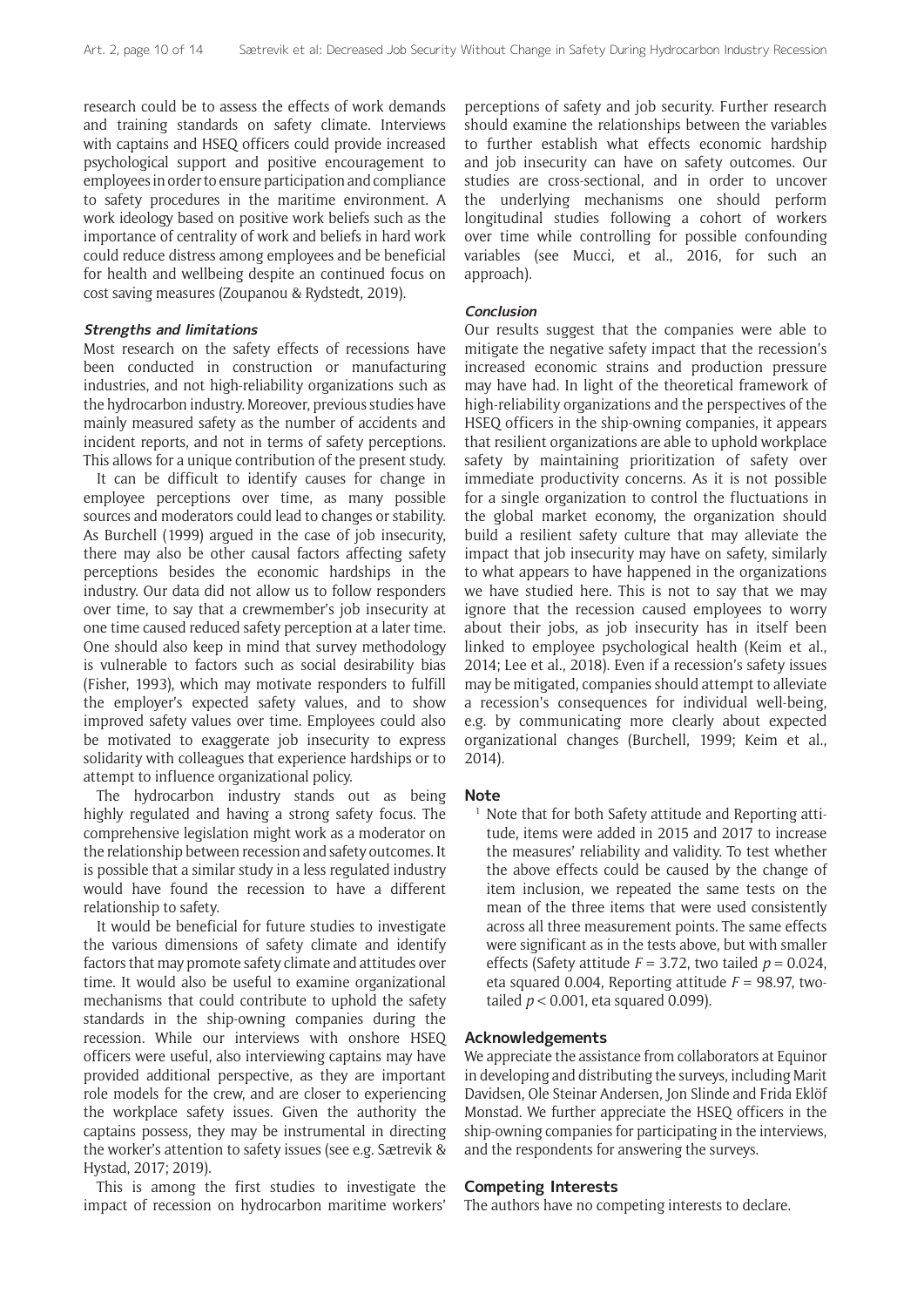research could be to assess the effects of work demands and training standards on safety climate. Interviews with captains and HSEQ officers could provide increased psychological support and positive encouragement to employees in order to ensure participation and compliance to safety procedures in the maritime environment. A work ideology based on positive work beliefs such as the importance of centrality of work and beliefs in hard work could reduce distress among employees and be beneficial for health and wellbeing despite an continued focus on cost saving measures (Zoupanou & Rydstedt, 2019).

### Strengths and limitations

Most research on the safety effects of recessions have been conducted in construction or manufacturing industries, and not high-reliability organizations such as the hydrocarbon industry. Moreover, previous studies have mainly measured safety as the number of accidents and incident reports, and not in terms of safety perceptions. This allows for a unique contribution of the present study.

It can be difficult to identify causes for change in employee perceptions over time, as many possible sources and moderators could lead to changes or stability. As Burchell (1999) argued in the case of job insecurity, there may also be other causal factors affecting safety perceptions besides the economic hardships in the industry. Our data did not allow us to follow responders over time, to say that a crewmember's job insecurity at one time caused reduced safety perception at a later time. One should also keep in mind that survey methodology is vulnerable to factors such as social desirability bias (Fisher, 1993), which may motivate responders to fulfill the employer's expected safety values, and to show improved safety values over time. Employees could also be motivated to exaggerate job insecurity to express solidarity with colleagues that experience hardships or to attempt to influence organizational policy.

The hydrocarbon industry stands out as being highly regulated and having a strong safety focus. The comprehensive legislation might work as a moderator on the relationship between recession and safety outcomes. It is possible that a similar study in a less regulated industry would have found the recession to have a different relationship to safety.

It would be beneficial for future studies to investigate the various dimensions of safety climate and identify factors that may promote safety climate and attitudes over time. It would also be useful to examine organizational mechanisms that could contribute to uphold the safety standards in the ship-owning companies during the recession. While our interviews with onshore HSEQ officers were useful, also interviewing captains may have provided additional perspective, as they are important role models for the crew, and are closer to experiencing the workplace safety issues. Given the authority the captains possess, they may be instrumental in directing the worker's attention to safety issues (see e.g. Sætrevik & Hystad, 2017; 2019).

This is among the first studies to investigate the impact of recession on hydrocarbon maritime workers' perceptions of safety and job security. Further research should examine the relationships between the variables to further establish what effects economic hardship and job insecurity can have on safety outcomes. Our studies are cross-sectional, and in order to uncover the underlying mechanisms one should perform longitudinal studies following a cohort of workers over time while controlling for possible confounding variables (see Mucci, et al., 2016, for such an approach).

### Conclusion

Our results suggest that the companies were able to mitigate the negative safety impact that the recession's increased economic strains and production pressure may have had. In light of the theoretical framework of high-reliability organizations and the perspectives of the HSEQ officers in the ship-owning companies, it appears that resilient organizations are able to uphold workplace safety by maintaining prioritization of safety over immediate productivity concerns. As it is not possible for a single organization to control the fluctuations in the global market economy, the organization should build a resilient safety culture that may alleviate the impact that job insecurity may have on safety, similarly to what appears to have happened in the organizations we have studied here. This is not to say that we may ignore that the recession caused employees to worry about their jobs, as job insecurity has in itself been linked to employee psychological health (Keim et al., 2014; Lee et al., 2018). Even if a recession's safety issues may be mitigated, companies should attempt to alleviate a recession's consequences for individual well-being, e.g. by communicating more clearly about expected organizational changes (Burchell, 1999; Keim et al., 2014).

## Note

[1] Note that for both Safety attitude and Reporting attitude, items were added in 2015 and 2017 to increase the measures' reliability and validity. To test whether the above effects could be caused by the change of item inclusion, we repeated the same tests on the mean of the three items that were used consistently across all three measurement points. The same effects were significant as in the tests above, but with smaller effects (Safety attitude $F = 3.72$, two tailed $p = 0.024$, eta squared 0.004, Reporting attitude $F = 98.97$, two-tailed $p < 0.001$, eta squared 0.099).

## Acknowledgements

We appreciate the assistance from collaborators at Equinor in developing and distributing the surveys, including Marit Davidsen, Ole Steinar Andersen, Jon Slinde and Frida Eklöf Monstad. We further appreciate the HSEQ officers in the ship-owning companies for participating in the interviews, and the respondents for answering the surveys.

## Competing Interests

The authors have no competing interests to declare.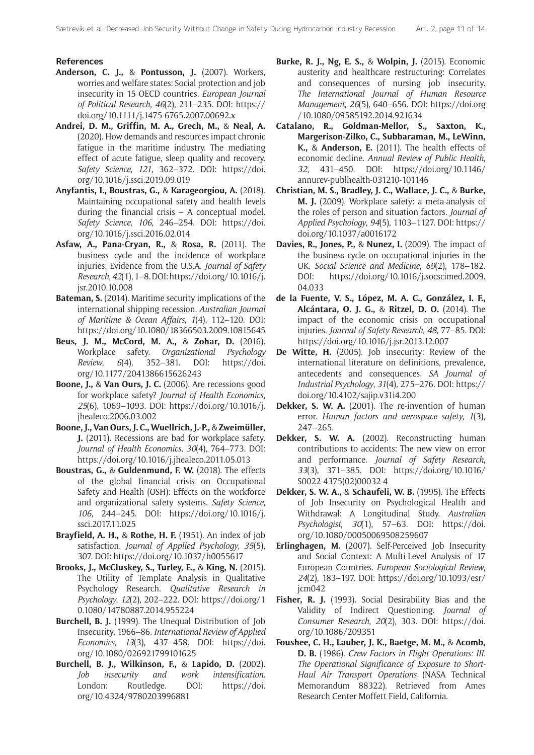## References

**Anderson, C. J.,** & **Pontusson, J.** (2007). Workers, worries and welfare states: Social protection and job insecurity in 15 OECD countries. *European Journal of Political Research*, *46*(2), 211–235. DOI: https://doi.org/10.1111/j.1475-6765.2007.00692.x

**Andrei, D. M., Griffin, M. A., Grech, M.,** & **Neal, A.** (2020). How demands and resources impact chronic fatigue in the maritime industry. The mediating effect of acute fatigue, sleep quality and recovery. *Safety Science*, *121*, 362–372. DOI: https://doi.org/10.1016/j.ssci.2019.09.019

**Anyfantis, I., Boustras, G.,** & **Karageorgiou, A.** (2018). Maintaining occupational safety and health levels during the financial crisis – A conceptual model. *Safety Science*, *106*, 246–254. DOI: https://doi.org/10.1016/j.ssci.2016.02.014

**Asfaw, A., Pana-Cryan, R.,** & **Rosa, R.** (2011). The business cycle and the incidence of workplace injuries: Evidence from the U.S.A. *Journal of Safety Research*, *42*(1), 1–8. DOI: https://doi.org/10.1016/j.jsr.2010.10.008

**Bateman, S.** (2014). Maritime security implications of the international shipping recession. *Australian Journal of Maritime & Ocean Affairs*, *1*(4), 112–120. DOI: https://doi.org/10.1080/18366503.2009.10815645

**Beus, J. M., McCord, M. A.,** & **Zohar, D.** (2016). Workplace safety. *Organizational Psychology Review*, *6*(4), 352–381. DOI: https://doi.org/10.1177/2041386615626243

**Boone, J.,** & **Van Ours, J. C.** (2006). Are recessions good for workplace safety? *Journal of Health Economics*, *25*(6), 1069–1093. DOI: https://doi.org/10.1016/j.jhealeco.2006.03.002

**Boone, J., Van Ours, J. C., Wuellrich, J.-P.,** & **Zweimüller, J.** (2011). Recessions are bad for workplace safety. *Journal of Health Economics*, *30*(4), 764–773. DOI: https://doi.org/10.1016/j.jhealeco.2011.05.013

**Boustras, G.,** & **Guldenmund, F. W.** (2018). The effects of the global financial crisis on Occupational Safety and Health (OSH): Effects on the workforce and organizational safety systems. *Safety Science*, *106*, 244–245. DOI: https://doi.org/10.1016/j.ssci.2017.11.025

**Brayfield, A. H.,** & **Rothe, H. F.** (1951). An index of job satisfaction. *Journal of Applied Psychology*, *35*(5), 307. DOI: https://doi.org/10.1037/h0055617

**Brooks, J., McCluskey, S., Turley, E.,** & **King, N.** (2015). The Utility of Template Analysis in Qualitative Psychology Research. *Qualitative Research in Psychology*, *12*(2), 202–222. DOI: https://doi.org/10.1080/14780887.2014.955224

**Burchell, B. J.** (1999). The Unequal Distribution of Job Insecurity, 1966–86. *International Review of Applied Economics*, *13*(3), 437–458. DOI: https://doi.org/10.1080/026921799101625

**Burchell, B. J., Wilkinson, F.,** & **Lapido, D.** (2002). *Job insecurity and work intensification*. London: Routledge. DOI: https://doi.org/10.4324/9780203996881

**Burke, R. J., Ng, E. S.,** & **Wolpin, J.** (2015). Economic austerity and healthcare restructuring: Correlates and consequences of nursing job insecurity. *The International Journal of Human Resource Management*, *26*(5), 640–656. DOI: https://doi.org/10.1080/09585192.2014.921634

**Catalano, R., Goldman-Mellor, S., Saxton, K., Margerison-Zilko, C., Subbaraman, M., LeWinn, K.,** & **Anderson, E.** (2011). The health effects of economic decline. *Annual Review of Public Health*, *32*, 431–450. DOI: https://doi.org/10.1146/annurev-publhealth-031210-101146

**Christian, M. S., Bradley, J. C., Wallace, J. C.,** & **Burke, M. J.** (2009). Workplace safety: a meta-analysis of the roles of person and situation factors. *Journal of Applied Psychology*, *94*(5), 1103–1127. DOI: https://doi.org/10.1037/a0016172

**Davies, R., Jones, P.,** & **Nunez, I.** (2009). The impact of the business cycle on occupational injuries in the UK. *Social Science and Medicine*, *69*(2), 178–182. DOI: https://doi.org/10.1016/j.socscimed.2009.04.033

**de la Fuente, V. S., López, M. A. C., González, I. F., Alcántara, O. J. G.,** & **Ritzel, D. O.** (2014). The impact of the economic crisis on occupational injuries. *Journal of Safety Research*, *48*, 77–85. DOI: https://doi.org/10.1016/j.jsr.2013.12.007

**De Witte, H.** (2005). Job insecurity: Review of the international literature on definitions, prevalence, antecedents and consequences. *SA Journal of Industrial Psychology*, *31*(4), 275–276. DOI: https://doi.org/10.4102/sajip.v31i4.200

**Dekker, S. W. A.** (2001). The re-invention of human error. *Human factors and aerospace safety*, *1*(3), 247–265.

**Dekker, S. W. A.** (2002). Reconstructing human contributions to accidents: The new view on error and performance. *Journal of Safety Research*, *33*(3), 371–385. DOI: https://doi.org/10.1016/S0022-4375(02)00032-4

**Dekker, S. W. A.,** & **Schaufeli, W. B.** (1995). The Effects of Job Insecurity on Psychological Health and Withdrawal: A Longitudinal Study. *Australian Psychologist*, *30*(1), 57–63. DOI: https://doi.org/10.1080/00050069508259607

**Erlinghagen, M.** (2007). Self-Perceived Job Insecurity and Social Context: A Multi-Level Analysis of 17 European Countries. *European Sociological Review*, *24*(2), 183–197. DOI: https://doi.org/10.1093/esr/jcm042

**Fisher, R. J.** (1993). Social Desirability Bias and the Validity of Indirect Questioning. *Journal of Consumer Research*, *20*(2), 303. DOI: https://doi.org/10.1086/209351

**Foushee, C. H., Lauber, J. K., Baetge, M. M.,** & **Acomb, D. B.** (1986). *Crew Factors in Flight Operations: III. The Operational Significance of Exposure to Short-Haul Air Transport Operations* (NASA Technical Memorandum 88322). Retrieved from Ames Research Center Moffett Field, California.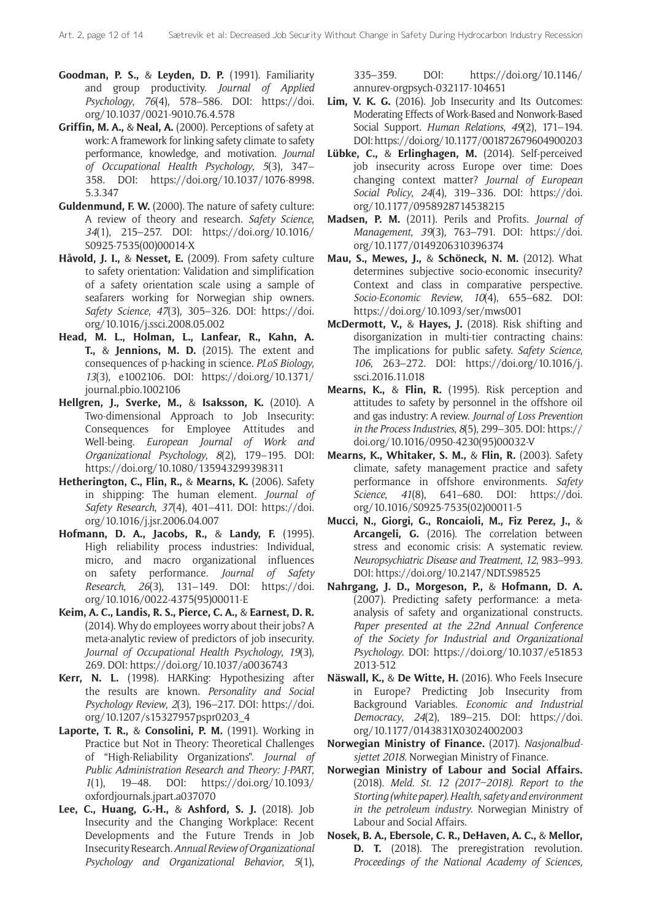**Goodman, P. S.,** & **Leyden, D. P.** (1991). Familiarity and group productivity. *Journal of Applied Psychology*, *76*(4), 578–586. DOI: https://doi.org/10.1037/0021-9010.76.4.578

**Griffin, M. A.,** & **Neal, A.** (2000). Perceptions of safety at work: A framework for linking safety climate to safety performance, knowledge, and motivation. *Journal of Occupational Health Psychology*, *5*(3), 347–358. DOI: https://doi.org/10.1037/1076-8998.5.3.347

**Guldenmund, F. W.** (2000). The nature of safety culture: A review of theory and research. *Safety Science*, *34*(1), 215–257. DOI: https://doi.org/10.1016/S0925-7535(00)00014-X

**Håvold, J. I.,** & **Nesset, E.** (2009). From safety culture to safety orientation: Validation and simplification of a safety orientation scale using a sample of seafarers working for Norwegian ship owners. *Safety Science*, *47*(3), 305–326. DOI: https://doi.org/10.1016/j.ssci.2008.05.002

**Head, M. L., Holman, L., Lanfear, R., Kahn, A. T.,** & **Jennions, M. D.** (2015). The extent and consequences of p-hacking in science. *PLoS Biology*, *13*(3), e1002106. DOI: https://doi.org/10.1371/journal.pbio.1002106

**Hellgren, J., Sverke, M.,** & **Isaksson, K.** (2010). A Two-dimensional Approach to Job Insecurity: Consequences for Employee Attitudes and Well-being. *European Journal of Work and Organizational Psychology*, *8*(2), 179–195. DOI: https://doi.org/10.1080/135943299398311

**Hetherington, C., Flin, R.,** & **Mearns, K.** (2006). Safety in shipping: The human element. *Journal of Safety Research*, *37*(4), 401–411. DOI: https://doi.org/10.1016/j.jsr.2006.04.007

**Hofmann, D. A., Jacobs, R.,** & **Landy, F.** (1995). High reliability process industries: Individual, micro, and macro organizational influences on safety performance. *Journal of Safety Research*, *26*(3), 131–149. DOI: https://doi.org/10.1016/0022-4375(95)00011-E

**Keim, A. C., Landis, R. S., Pierce, C. A.,** & **Earnest, D. R.** (2014). Why do employees worry about their jobs? A meta-analytic review of predictors of job insecurity. *Journal of Occupational Health Psychology*, *19*(3), 269. DOI: https://doi.org/10.1037/a0036743

**Kerr, N. L.** (1998). HARKing: Hypothesizing after the results are known. *Personality and Social Psychology Review*, *2*(3), 196–217. DOI: https://doi.org/10.1207/s15327957pspr0203_4

**Laporte, T. R.,** & **Consolini, P. M.** (1991). Working in Practice but Not in Theory: Theoretical Challenges of "High-Reliability Organizations". *Journal of Public Administration Research and Theory: J-PART*, *1*(1), 19–48. DOI: https://doi.org/10.1093/oxfordjournals.jpart.a037070

**Lee, C., Huang, G.-H.,** & **Ashford, S. J.** (2018). Job Insecurity and the Changing Workplace: Recent Developments and the Future Trends in Job Insecurity Research. *Annual Review of Organizational Psychology and Organizational Behavior*, *5*(1), 335–359. DOI: https://doi.org/10.1146/annurev-orgpsych-032117-104651

**Lim, V. K. G.** (2016). Job Insecurity and Its Outcomes: Moderating Effects of Work-Based and Nonwork-Based Social Support. *Human Relations*, *49*(2), 171–194. DOI: https://doi.org/10.1177/001872679604900203

**Lübke, C.,** & **Erlinghagen, M.** (2014). Self-perceived job insecurity across Europe over time: Does changing context matter? *Journal of European Social Policy*, *24*(4), 319–336. DOI: https://doi.org/10.1177/0958928714538215

**Madsen, P. M.** (2011). Perils and Profits. *Journal of Management*, *39*(3), 763–791. DOI: https://doi.org/10.1177/0149206310396374

**Mau, S., Mewes, J.,** & **Schöneck, N. M.** (2012). What determines subjective socio-economic insecurity? Context and class in comparative perspective. *Socio-Economic Review*, *10*(4), 655–682. DOI: https://doi.org/10.1093/ser/mws001

**McDermott, V.,** & **Hayes, J.** (2018). Risk shifting and disorganization in multi-tier contracting chains: The implications for public safety. *Safety Science*, *106*, 263–272. DOI: https://doi.org/10.1016/j.ssci.2016.11.018

**Mearns, K.,** & **Flin, R.** (1995). Risk perception and attitudes to safety by personnel in the offshore oil and gas industry: A review. *Journal of Loss Prevention in the Process Industries*, *8*(5), 299–305. DOI: https://doi.org/10.1016/0950-4230(95)00032-V

**Mearns, K., Whitaker, S. M.,** & **Flin, R.** (2003). Safety climate, safety management practice and safety performance in offshore environments. *Safety Science*, *41*(8), 641–680. DOI: https://doi.org/10.1016/S0925-7535(02)00011-5

**Mucci, N., Giorgi, G., Roncaioli, M., Fiz Perez, J.,** & **Arcangeli, G.** (2016). The correlation between stress and economic crisis: A systematic review. *Neuropsychiatric Disease and Treatment*, *12*, 983–993. DOI: https://doi.org/10.2147/NDT.S98525

**Nahrgang, J. D., Morgeson, P.,** & **Hofmann, D. A.** (2007). Predicting safety performance: a meta-analysis of safety and organizational constructs. *Paper presented at the 22nd Annual Conference of the Society for Industrial and Organizational Psychology*. DOI: https://doi.org/10.1037/e518532013-512

**Näswall, K.,** & **De Witte, H.** (2016). Who Feels Insecure in Europe? Predicting Job Insecurity from Background Variables. *Economic and Industrial Democracy*, *24*(2), 189–215. DOI: https://doi.org/10.1177/0143831X03024002003

**Norwegian Ministry of Finance.** (2017). *Nasjonalbudsjettet 2018*. Norwegian Ministry of Finance.

**Norwegian Ministry of Labour and Social Affairs.** (2018). *Meld. St. 12 (2017–2018). Report to the Storting (white paper). Health, safety and environment in the petroleum industry*. Norwegian Ministry of Labour and Social Affairs.

**Nosek, B. A., Ebersole, C. R., DeHaven, A. C.,** & **Mellor, D. T.** (2018). The preregistration revolution. *Proceedings of the National Academy of Sciences,*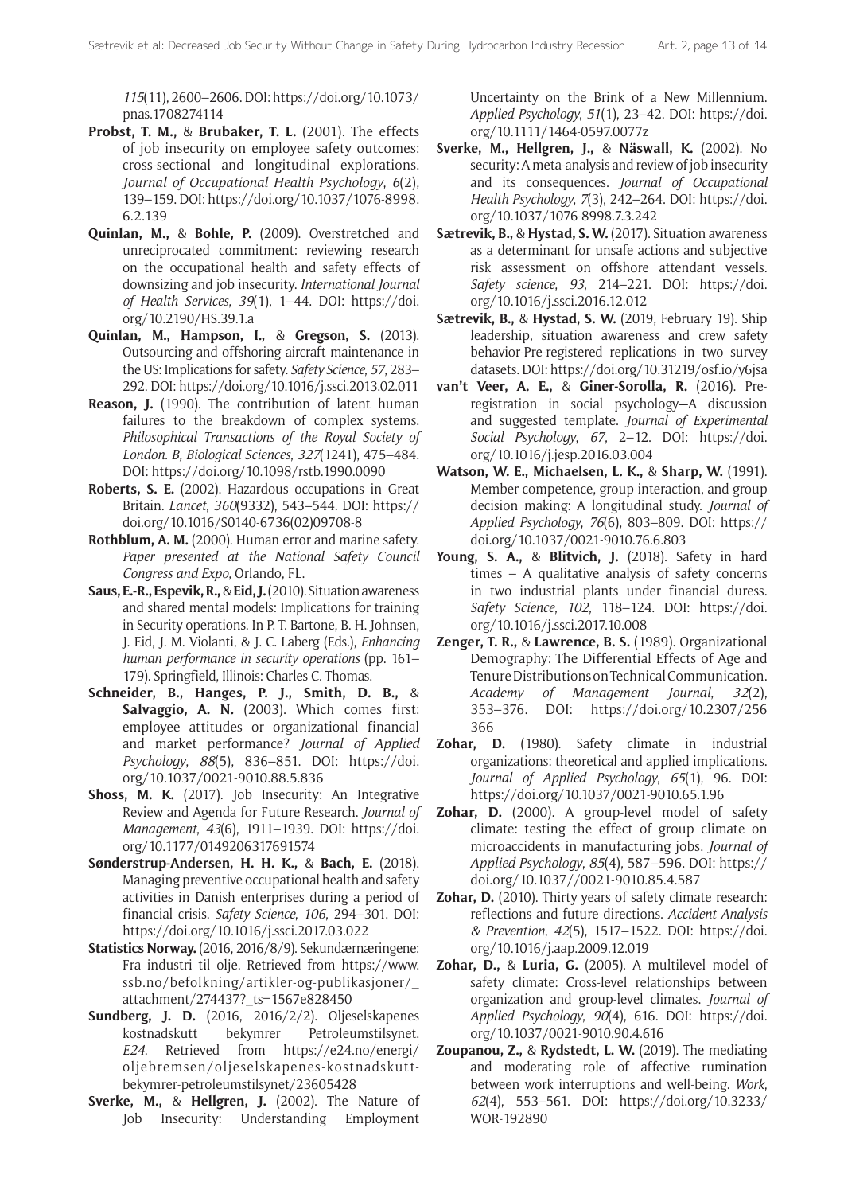*115*(11), 2600–2606. DOI: https://doi.org/10.1073/pnas.1708274114

**Probst, T. M.,** & **Brubaker, T. L.** (2001). The effects of job insecurity on employee safety outcomes: cross-sectional and longitudinal explorations. *Journal of Occupational Health Psychology*, *6*(2), 139–159. DOI: https://doi.org/10.1037/1076-8998.6.2.139

**Quinlan, M.,** & **Bohle, P.** (2009). Overstretched and unreciprocated commitment: reviewing research on the occupational health and safety effects of downsizing and job insecurity. *International Journal of Health Services*, *39*(1), 1–44. DOI: https://doi.org/10.2190/HS.39.1.a

**Quinlan, M., Hampson, I.,** & **Gregson, S.** (2013). Outsourcing and offshoring aircraft maintenance in the US: Implications for safety. *Safety Science*, *57*, 283–292. DOI: https://doi.org/10.1016/j.ssci.2013.02.011

**Reason, J.** (1990). The contribution of latent human failures to the breakdown of complex systems. *Philosophical Transactions of the Royal Society of London. B, Biological Sciences*, *327*(1241), 475–484. DOI: https://doi.org/10.1098/rstb.1990.0090

**Roberts, S. E.** (2002). Hazardous occupations in Great Britain. *Lancet*, *360*(9332), 543–544. DOI: https://doi.org/10.1016/S0140-6736(02)09708-8

**Rothblum, A. M.** (2000). Human error and marine safety. *Paper presented at the National Safety Council Congress and Expo*, Orlando, FL.

**Saus, E.-R., Espevik, R.,** & **Eid, J.** (2010). Situation awareness and shared mental models: Implications for training in Security operations. In P. T. Bartone, B. H. Johnsen, J. Eid, J. M. Violanti, & J. C. Laberg (Eds.), *Enhancing human performance in security operations* (pp. 161–179). Springfield, Illinois: Charles C. Thomas.

**Schneider, B., Hanges, P. J., Smith, D. B.,** & **Salvaggio, A. N.** (2003). Which comes first: employee attitudes or organizational financial and market performance? *Journal of Applied Psychology*, *88*(5), 836–851. DOI: https://doi.org/10.1037/0021-9010.88.5.836

**Shoss, M. K.** (2017). Job Insecurity: An Integrative Review and Agenda for Future Research. *Journal of Management*, *43*(6), 1911–1939. DOI: https://doi.org/10.1177/0149206317691574

**Sønderstrup-Andersen, H. H. K.,** & **Bach, E.** (2018). Managing preventive occupational health and safety activities in Danish enterprises during a period of financial crisis. *Safety Science*, *106*, 294–301. DOI: https://doi.org/10.1016/j.ssci.2017.03.022

**Statistics Norway.** (2016, 2016/8/9). Sekundærnæringene: Fra industri til olje. Retrieved from https://www.ssb.no/befolkning/artikler-og-publikasjoner/_attachment/274437?_ts=1567e828450

**Sundberg, J. D.** (2016, 2016/2/2). Oljeselskapenes kostnadskutt bekymrer Petroleumstilsynet. *E24*. Retrieved from https://e24.no/energi/oljebremsen/oljeselskapenes-kostnadskutt-bekymrer-petroleumstilsynet/23605428

**Sverke, M.,** & **Hellgren, J.** (2002). The Nature of Job Insecurity: Understanding Employment Uncertainty on the Brink of a New Millennium. *Applied Psychology*, *51*(1), 23–42. DOI: https://doi.org/10.1111/1464-0597.0077z

**Sverke, M., Hellgren, J.,** & **Näswall, K.** (2002). No security: A meta-analysis and review of job insecurity and its consequences. *Journal of Occupational Health Psychology*, *7*(3), 242–264. DOI: https://doi.org/10.1037/1076-8998.7.3.242

**Sætrevik, B.,** & **Hystad, S. W.** (2017). Situation awareness as a determinant for unsafe actions and subjective risk assessment on offshore attendant vessels. *Safety science*, *93*, 214–221. DOI: https://doi.org/10.1016/j.ssci.2016.12.012

**Sætrevik, B.,** & **Hystad, S. W.** (2019, February 19). Ship leadership, situation awareness and crew safety behavior-Pre-registered replications in two survey datasets. DOI: https://doi.org/10.31219/osf.io/y6jsa

**van't Veer, A. E.,** & **Giner-Sorolla, R.** (2016). Pre-registration in social psychology—A discussion and suggested template. *Journal of Experimental Social Psychology*, *67*, 2–12. DOI: https://doi.org/10.1016/j.jesp.2016.03.004

**Watson, W. E., Michaelsen, L. K.,** & **Sharp, W.** (1991). Member competence, group interaction, and group decision making: A longitudinal study. *Journal of Applied Psychology*, *76*(6), 803–809. DOI: https://doi.org/10.1037/0021-9010.76.6.803

**Young, S. A.,** & **Blitvich, J.** (2018). Safety in hard times – A qualitative analysis of safety concerns in two industrial plants under financial duress. *Safety Science*, *102*, 118–124. DOI: https://doi.org/10.1016/j.ssci.2017.10.008

**Zenger, T. R.,** & **Lawrence, B. S.** (1989). Organizational Demography: The Differential Effects of Age and Tenure Distributions on Technical Communication. *Academy of Management Journal*, *32*(2), 353–376. DOI: https://doi.org/10.2307/256366

**Zohar, D.** (1980). Safety climate in industrial organizations: theoretical and applied implications. *Journal of Applied Psychology*, *65*(1), 96. DOI: https://doi.org/10.1037/0021-9010.65.1.96

**Zohar, D.** (2000). A group-level model of safety climate: testing the effect of group climate on microaccidents in manufacturing jobs. *Journal of Applied Psychology*, *85*(4), 587–596. DOI: https://doi.org/10.1037//0021-9010.85.4.587

**Zohar, D.** (2010). Thirty years of safety climate research: reflections and future directions. *Accident Analysis & Prevention*, *42*(5), 1517–1522. DOI: https://doi.org/10.1016/j.aap.2009.12.019

**Zohar, D.,** & **Luria, G.** (2005). A multilevel model of safety climate: Cross-level relationships between organization and group-level climates. *Journal of Applied Psychology*, *90*(4), 616. DOI: https://doi.org/10.1037/0021-9010.90.4.616

**Zoupanou, Z.,** & **Rydstedt, L. W.** (2019). The mediating and moderating role of affective rumination between work interruptions and well-being. *Work*, *62*(4), 553–561. DOI: https://doi.org/10.3233/WOR-192890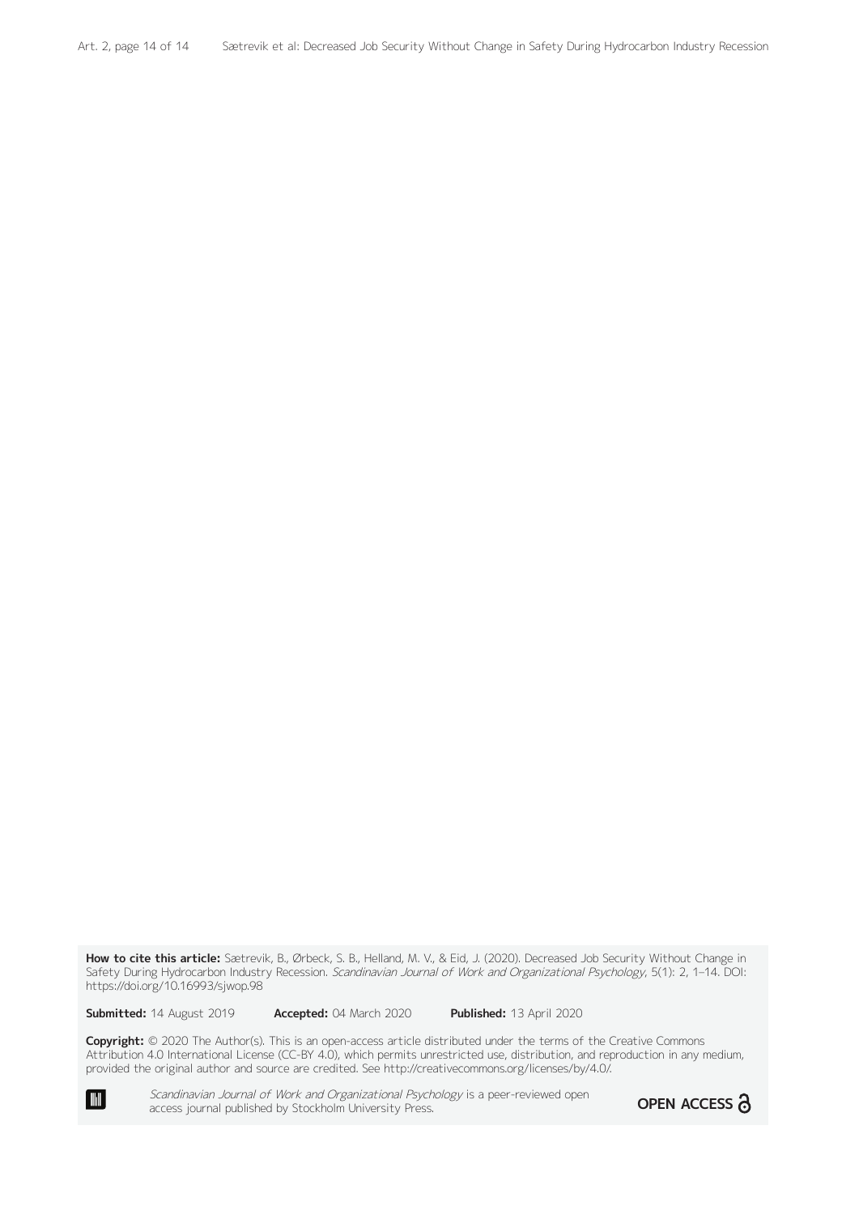**How to cite this article:** Sætrevik, B., Ørbeck, S. B., Helland, M. V., & Eid, J. (2020). Decreased Job Security Without Change in Safety During Hydrocarbon Industry Recession. *Scandinavian Journal of Work and Organizational Psychology*, 5(1): 2, 1–14. DOI: https://doi.org/10.16993/sjwop.98

**Submitted:** 14 August 2019 **Accepted:** 04 March 2020 **Published:** 13 April 2020

**Copyright:** © 2020 The Author(s). This is an open-access article distributed under the terms of the Creative Commons Attribution 4.0 International License (CC-BY 4.0), which permits unrestricted use, distribution, and reproduction in any medium, provided the original author and source are credited. See http://creativecommons.org/licenses/by/4.0/.

*Scandinavian Journal of Work and Organizational Psychology* is a peer-reviewed open access journal published by Stockholm University Press.

**OPEN ACCESS**